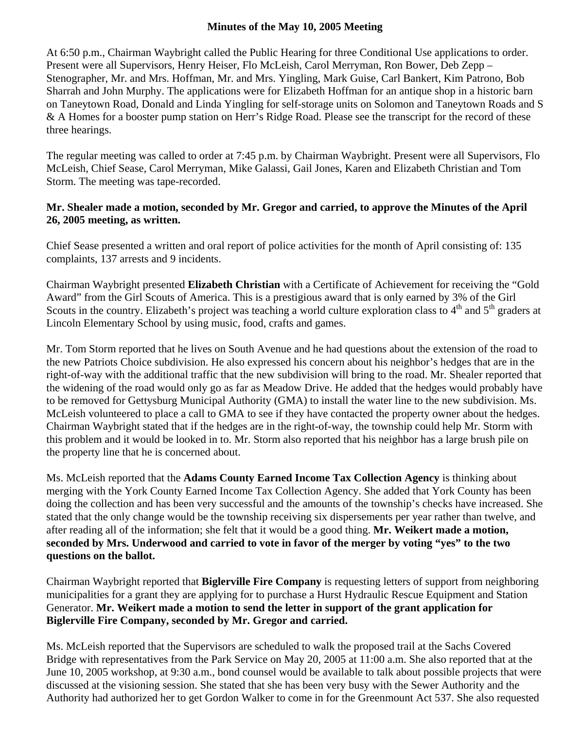**Minutes of the May 10, 2005 Meeting**

At 6:50 p.m., Chairman Waybright called the Public Hearing for three Conditional Use applications to order. Present were all Supervisors, Henry Heiser, Flo McLeish, Carol Merryman, Ron Bower, Deb Zepp – Stenographer, Mr. and Mrs. Hoffman, Mr. and Mrs. Yingling, Mark Guise, Carl Bankert, Kim Patrono, Bob Sharrah and John Murphy. The applications were for Elizabeth Hoffman for an antique shop in a historic barn on Taneytown Road, Donald and Linda Yingling for self-storage units on Solomon and Taneytown Roads and S & A Homes for a booster pump station on Herr's Ridge Road. Please see the transcript for the record of these three hearings.

The regular meeting was called to order at 7:45 p.m. by Chairman Waybright. Present were all Supervisors, Flo McLeish, Chief Sease, Carol Merryman, Mike Galassi, Gail Jones, Karen and Elizabeth Christian and Tom Storm. The meeting was tape-recorded.

**Mr. Shealer made a motion, seconded by Mr. Gregor and carried, to approve the Minutes of the April 26, 2005 meeting, as written.**

Chief Sease presented a written and oral report of police activities for the month of April consisting of: 135 complaints, 137 arrests and 9 incidents.

Chairman Waybright presented **Elizabeth Christian** with a Certificate of Achievement for receiving the "Gold Award" from the Girl Scouts of America. This is a prestigious award that is only earned by 3% of the Girl Scouts in the country. Elizabeth's project was teaching a world culture exploration class to 4th and 5th graders at Lincoln Elementary School by using music, food, crafts and games.

Mr. Tom Storm reported that he lives on South Avenue and he had questions about the extension of the road to the new Patriots Choice subdivision. He also expressed his concern about his neighbor's hedges that are in the right-of-way with the additional traffic that the new subdivision will bring to the road. Mr. Shealer reported that the widening of the road would only go as far as Meadow Drive. He added that the hedges would probably have to be removed for Gettysburg Municipal Authority (GMA) to install the water line to the new subdivision. Ms. McLeish volunteered to place a call to GMA to see if they have contacted the property owner about the hedges. Chairman Waybright stated that if the hedges are in the right-of-way, the township could help Mr. Storm with this problem and it would be looked in to. Mr. Storm also reported that his neighbor has a large brush pile on the property line that he is concerned about.

Ms. McLeish reported that the **Adams County Earned Income Tax Collection Agency** is thinking about merging with the York County Earned Income Tax Collection Agency. She added that York County has been doing the collection and has been very successful and the amounts of the township's checks have increased. She stated that the only change would be the township receiving six dispersements per year rather than twelve, and after reading all of the information; she felt that it would be a good thing. **Mr. Weikert made a motion, seconded by Mrs. Underwood and carried to vote in favor of the merger by voting "yes" to the two questions on the ballot.**

Chairman Waybright reported that **Biglerville Fire Company** is requesting letters of support from neighboring municipalities for a grant they are applying for to purchase a Hurst Hydraulic Rescue Equipment and Station Generator. **Mr. Weikert made a motion to send the letter in support of the grant application for Biglerville Fire Company, seconded by Mr. Gregor and carried.**

Ms. McLeish reported that the Supervisors are scheduled to walk the proposed trail at the Sachs Covered Bridge with representatives from the Park Service on May 20, 2005 at 11:00 a.m. She also reported that at the June 10, 2005 workshop, at 9:30 a.m., bond counsel would be available to talk about possible projects that were discussed at the visioning session. She stated that she has been very busy with the Sewer Authority and the Authority had authorized her to get Gordon Walker to come in for the Greenmount Act 537. She also requested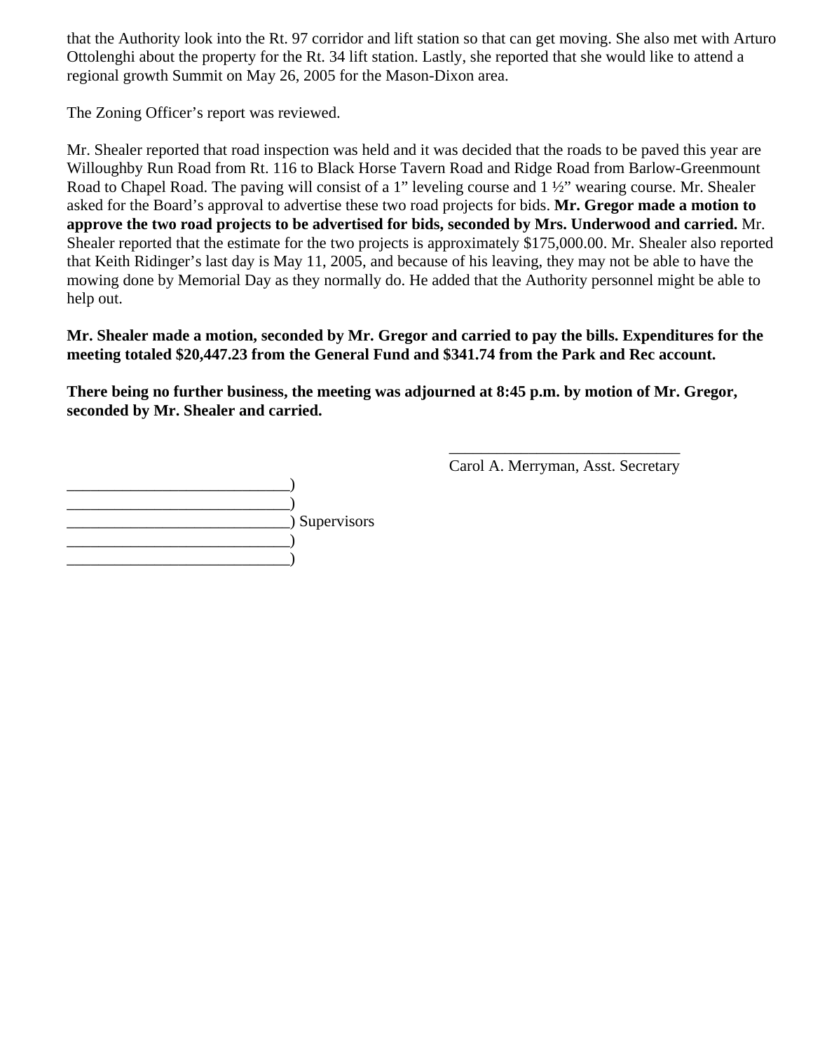that the Authority look into the Rt. 97 corridor and lift station so that can get moving. She also met with Arturo Ottolenghi about the property for the Rt. 34 lift station. Lastly, she reported that she would like to attend a regional growth Summit on May 26, 2005 for the Mason-Dixon area.

The Zoning Officer's report was reviewed.

Mr. Shealer reported that road inspection was held and it was decided that the roads to be paved this year are Willoughby Run Road from Rt. 116 to Black Horse Tavern Road and Ridge Road from Barlow-Greenmount Road to Chapel Road. The paving will consist of a 1" leveling course and 1 ½" wearing course. Mr. Shealer asked for the Board's approval to advertise these two road projects for bids. **Mr. Gregor made a motion to approve the two road projects to be advertised for bids, seconded by Mrs. Underwood and carried.** Mr. Shealer reported that the estimate for the two projects is approximately $175,000.00. Mr. Shealer also reported that Keith Ridinger's last day is May 11, 2005, and because of his leaving, they may not be able to have the mowing done by Memorial Day as they normally do. He added that the Authority personnel might be able to help out.

**Mr. Shealer made a motion, seconded by Mr. Gregor and carried to pay the bills. Expenditures for the meeting totaled $20,447.23 from the General Fund and $341.74 from the Park and Rec account.**

**There being no further business, the meeting was adjourned at 8:45 p.m. by motion of Mr. Gregor, seconded by Mr. Shealer and carried.**

\_\_\_\_\_\_\_\_\_\_\_\_\_\_\_\_\_\_\_\_\_\_\_\_\_\_\_\_\_\_
Carol A. Merryman, Asst. Secretary

\_\_\_\_\_\_\_\_\_\_\_\_\_\_\_\_\_\_\_\_\_\_\_\_\_\_\_\_\_\_)
\_\_\_\_\_\_\_\_\_\_\_\_\_\_\_\_\_\_\_\_\_\_\_\_\_\_\_\_\_\_)
\_\_\_\_\_\_\_\_\_\_\_\_\_\_\_\_\_\_\_\_\_\_\_\_\_\_\_\_\_\_) Supervisors
\_\_\_\_\_\_\_\_\_\_\_\_\_\_\_\_\_\_\_\_\_\_\_\_\_\_\_\_\_\_)
\_\_\_\_\_\_\_\_\_\_\_\_\_\_\_\_\_\_\_\_\_\_\_\_\_\_\_\_\_\_)